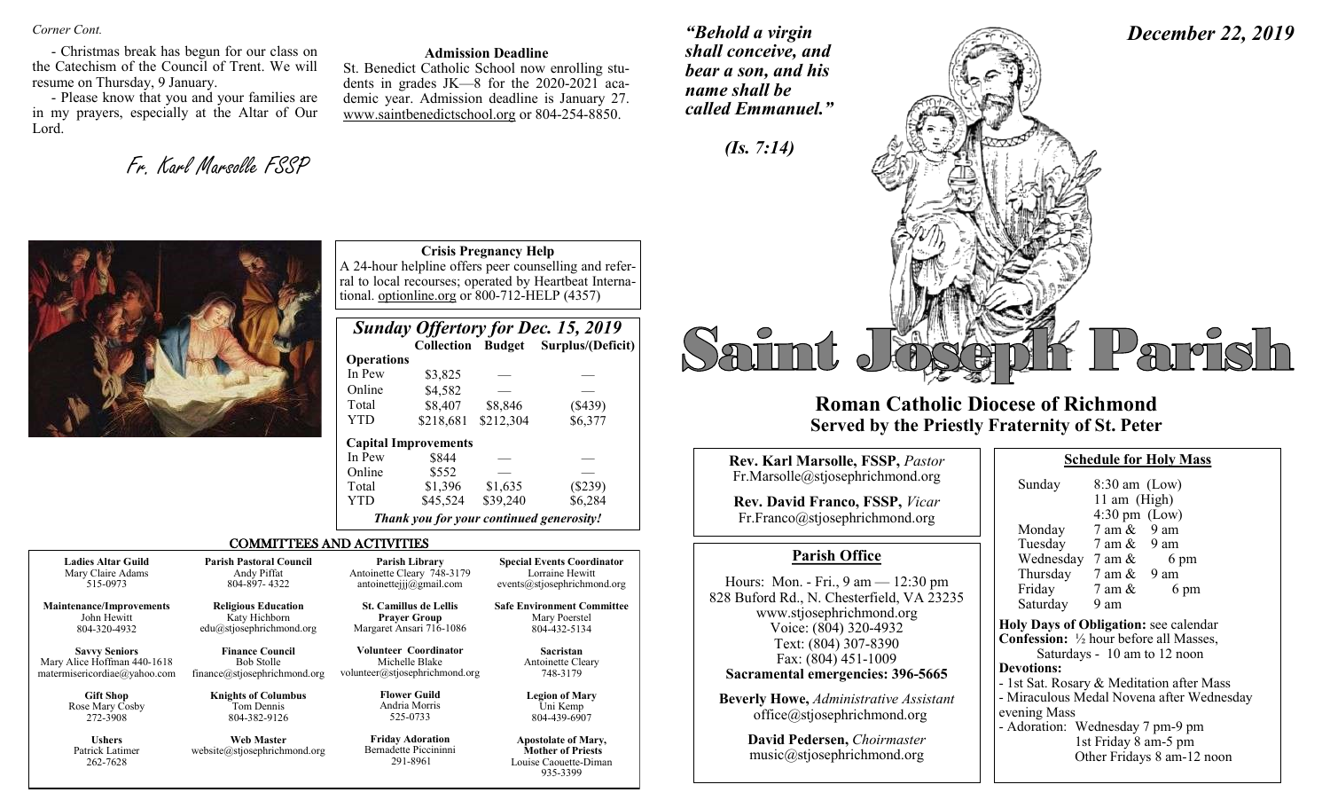*Corner Cont.*

- Christmas break has begun for our class on the Catechism of the Council of Trent. We will resume on Thursday, 9 January.
- Please know that you and your families are in my prayers, especially at the Altar of Our Lord.

Fr. Karl Marsolle FSSP

**Admission Deadline**

St. Benedict Catholic School now enrolling students in grades JK—8 for the 2020-2021 academic year. Admission deadline is January 27. www.saintbenedictschool.org or 804-254-8850.

**Crisis Pregnancy Help**

A 24-hour helpline offers peer counselling and referral to local recourses; operated by Heartbeat International. optionline.org or 800-712-HELP (4357)

## *Sunday Offertory for Dec. 15, 2019*

| | Collection | Budget | Surplus/(Deficit) |
|---|---|---|---|
| **Operations** | | | |
| In Pew | \$3,825 | — | — |
| Online | \$4,582 | — | — |
| Total | \$8,407 | \$8,846 | (\$439) |
| YTD | \$218,681 | \$212,304 | \$6,377 |
| **Capital Improvements** | | | |
| In Pew | \$844 | — | — |
| Online | \$552 | — | — |
| Total | \$1,396 | \$1,635 | (\$239) |
| YTD | \$45,524 | \$39,240 | \$6,284 |

*Thank you for your continued generosity!*

## COMMITTEES AND ACTIVITIES

| | | | |
|---|---|---|---|
| **Ladies Altar Guild** Mary Claire Adams 515-0973 | **Parish Pastoral Council** Andy Piffat 804-897- 4322 | **Parish Library** Antoinette Cleary 748-3179 antoinettejjj@gmail.com | **Special Events Coordinator** Lorraine Hewitt events@stjosephrichmond.org |
| **Maintenance/Improvements** John Hewitt 804-320-4932 | **Religious Education** Katy Hichborn edu@stjosephrichmond.org | **St. Camillus de Lellis Prayer Group** Margaret Ansari 716-1086 | **Safe Environment Committee** Mary Poerstel 804-432-5134 |
| **Savvy Seniors** Mary Alice Hoffman 440-1618 matermisericordiae@yahoo.com | **Finance Council** Bob Stolle finance@stjosephrichmond.org | **Volunteer Coordinator** Michelle Blake volunteer@stjosephrichmond.org | **Sacristan** Antoinette Cleary 748-3179 |
| **Gift Shop** Rose Mary Cosby 272-3908 | **Knights of Columbus** Tom Dennis 804-382-9126 | **Flower Guild** Andria Morris 525-0733 | **Legion of Mary** Uni Kemp 804-439-6907 |
| **Ushers** Patrick Latimer 262-7628 | **Web Master** website@stjosephrichmond.org | **Friday Adoration** Bernadette Piccininni 291-8961 | **Apostolate of Mary, Mother of Priests** Louise Caouette-Diman 935-3399 |

*"Behold a virgin shall conceive, and bear a son, and his name shall be called Emmanuel."*

*(Is. 7:14)*

***December 22, 2019***

# Saint Joseph Parish

## Roman Catholic Diocese of Richmond
## Served by the Priestly Fraternity of St. Peter

**Rev. Karl Marsolle, FSSP,** *Pastor*
Fr.Marsolle@stjosephrichmond.org

**Rev. David Franco, FSSP,** *Vicar*
Fr.Franco@stjosephrichmond.org

### Parish Office

Hours: Mon. - Fri., 9 am — 12:30 pm
828 Buford Rd., N. Chesterfield, VA 23235
www.stjosephrichmond.org
Voice: (804) 320-4932
Text: (804) 307-8390
Fax: (804) 451-1009
**Sacramental emergencies: 396-5665**

**Beverly Howe,** *Administrative Assistant*
office@stjosephrichmond.org

**David Pedersen,** *Choirmaster*
music@stjosephrichmond.org

### Schedule for Holy Mass

| | |
|---|---|
| Sunday | 8:30 am (Low) 11 am (High) 4:30 pm (Low) |
| Monday | 7 am & 9 am |
| Tuesday | 7 am & 9 am |
| Wednesday | 7 am & 6 pm |
| Thursday | 7 am & 9 am |
| Friday | 7 am & 6 pm |
| Saturday | 9 am |

**Holy Days of Obligation:** see calendar
**Confession:** ½ hour before all Masses, Saturdays - 10 am to 12 noon
**Devotions:**
- 1st Sat. Rosary & Meditation after Mass
- Miraculous Medal Novena after Wednesday evening Mass
- Adoration: Wednesday 7 pm-9 pm
  1st Friday 8 am-5 pm
  Other Fridays 8 am-12 noon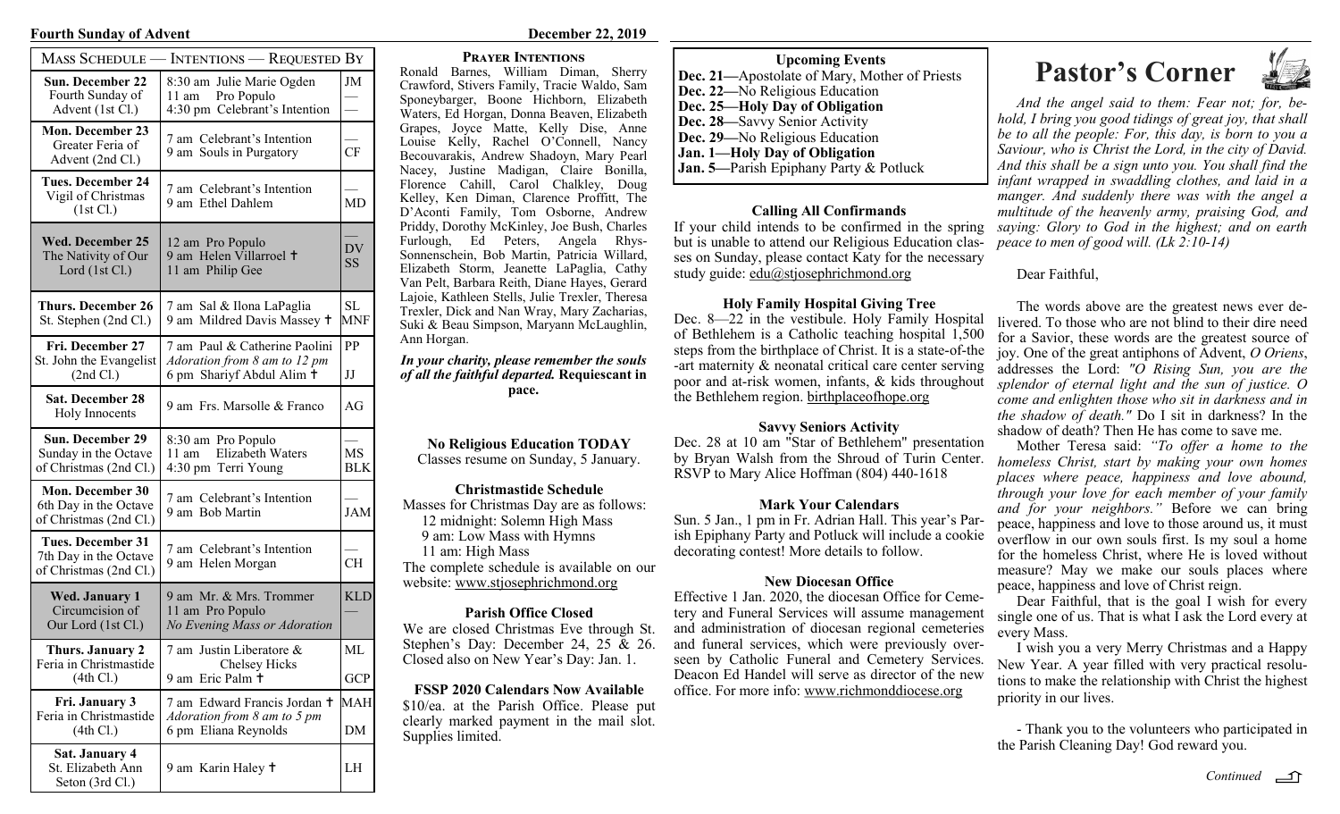**Fourth Sunday of Advent** **December 22, 2019**

| Mass Schedule — Intentions — Requested By | | |
|---|---|---|
| **Sun. December 22** Fourth Sunday of Advent (1st Cl.) | 8:30 am Julie Marie Ogden<br>11 am Pro Populo<br>4:30 pm Celebrant's Intention | JM<br>—<br>— |
| **Mon. December 23** Greater Feria of Advent (2nd Cl.) | 7 am Celebrant's Intention<br>9 am Souls in Purgatory | —<br>CF |
| **Tues. December 24** Vigil of Christmas (1st Cl.) | 7 am Celebrant's Intention<br>9 am Ethel Dahlem | —<br>MD |
| **Wed. December 25** The Nativity of Our Lord (1st Cl.) | 12 am Pro Populo<br>9 am Helen Villarroel ✝<br>11 am Philip Gee | —<br>DV<br>SS |
| **Thurs. December 26** St. Stephen (2nd Cl.) | 7 am Sal & Ilona LaPaglia<br>9 am Mildred Davis Massey ✝ | SL<br>MNF |
| **Fri. December 27** St. John the Evangelist (2nd Cl.) | 7 am Paul & Catherine Paolini<br>*Adoration from 8 am to 12 pm*<br>6 pm Shariyf Abdul Alim ✝ | PP<br><br>JJ |
| **Sat. December 28** Holy Innocents | 9 am Frs. Marsolle & Franco | AG |
| **Sun. December 29** Sunday in the Octave of Christmas (2nd Cl.) | 8:30 am Pro Populo<br>11 am Elizabeth Waters<br>4:30 pm Terri Young | —<br>MS<br>BLK |
| **Mon. December 30** 6th Day in the Octave of Christmas (2nd Cl.) | 7 am Celebrant's Intention<br>9 am Bob Martin | —<br>JAM |
| **Tues. December 31** 7th Day in the Octave of Christmas (2nd Cl.) | 7 am Celebrant's Intention<br>9 am Helen Morgan | —<br>CH |
| **Wed. January 1** Circumcision of Our Lord (1st Cl.) | 9 am Mr. & Mrs. Trommer<br>11 am Pro Populo<br>*No Evening Mass or Adoration* | KLD<br>— |
| **Thurs. January 2** Feria in Christmastide (4th Cl.) | 7 am Justin Liberatore & Chelsey Hicks<br>9 am Eric Palm ✝ | ML<br>GCP |
| **Fri. January 3** Feria in Christmastide (4th Cl.) | 7 am Edward Francis Jordan ✝<br>*Adoration from 8 am to 5 pm*<br>6 pm Eliana Reynolds | MAH<br><br>DM |
| **Sat. January 4** St. Elizabeth Ann Seton (3rd Cl.) | 9 am Karin Haley ✝ | LH |

## Prayer Intentions

Ronald Barnes, William Diman, Sherry Crawford, Stivers Family, Tracie Waldo, Sam Sponeybarger, Boone Hichborn, Elizabeth Waters, Ed Horgan, Donna Beaven, Elizabeth Grapes, Joyce Matte, Kelly Dise, Anne Louise Kelly, Rachel O'Connell, Nancy Becouvarakis, Andrew Shadoyn, Mary Pearl Nacey, Justine Madigan, Claire Bonilla, Florence Cahill, Carol Chalkley, Doug Kelley, Ken Diman, Clarence Proffitt, The D'Aconti Family, Tom Osborne, Andrew Priddy, Dorothy McKinley, Joe Bush, Charles Furlough, Ed Peters, Angela Rhys-Sonnenschein, Bob Martin, Patricia Willard, Elizabeth Storm, Jeanette LaPaglia, Cathy Van Pelt, Barbara Reith, Diane Hayes, Gerard Lajoie, Kathleen Stells, Julie Trexler, Theresa Trexler, Dick and Nan Wray, Mary Zacharias, Suki & Beau Simpson, Maryann McLaughlin, Ann Horgan.

***In your charity, please remember the souls of all the faithful departed.*** **Requiescant in pace.**

### No Religious Education TODAY

Classes resume on Sunday, 5 January.

### Christmastide Schedule

Masses for Christmas Day are as follows:
- 12 midnight: Solemn High Mass
- 9 am: Low Mass with Hymns
- 11 am: High Mass

The complete schedule is available on our website: www.stjosephrichmond.org

### Parish Office Closed

We are closed Christmas Eve through St. Stephen's Day: December 24, 25 & 26. Closed also on New Year's Day: Jan. 1.

### FSSP 2020 Calendars Now Available

$10/ea. at the Parish Office. Please put clearly marked payment in the mail slot. Supplies limited.

### Upcoming Events

**Dec. 21—**Apostolate of Mary, Mother of Priests
**Dec. 22—**No Religious Education
**Dec. 25—Holy Day of Obligation**
**Dec. 28—**Savvy Senior Activity
**Dec. 29—**No Religious Education
**Jan. 1—Holy Day of Obligation**
**Jan. 5—**Parish Epiphany Party & Potluck

### Calling All Confirmands

If your child intends to be confirmed in the spring but is unable to attend our Religious Education classes on Sunday, please contact Katy for the necessary study guide: edu@stjosephrichmond.org

### Holy Family Hospital Giving Tree

Dec. 8—22 in the vestibule. Holy Family Hospital of Bethlehem is a Catholic teaching hospital 1,500 steps from the birthplace of Christ. It is a state-of-the-art maternity & neonatal critical care center serving poor and at-risk women, infants, & kids throughout the Bethlehem region. birthplaceofhope.org

### Savvy Seniors Activity

Dec. 28 at 10 am "Star of Bethlehem" presentation by Bryan Walsh from the Shroud of Turin Center. RSVP to Mary Alice Hoffman (804) 440-1618

### Mark Your Calendars

Sun. 5 Jan., 1 pm in Fr. Adrian Hall. This year's Parish Epiphany Party and Potluck will include a cookie decorating contest! More details to follow.

### New Diocesan Office

Effective 1 Jan. 2020, the diocesan Office for Cemetery and Funeral Services will assume management and administration of diocesan regional cemeteries and funeral services, which were previously overseen by Catholic Funeral and Cemetery Services. Deacon Ed Handel will serve as director of the new office. For more info: www.richmonddiocese.org

# Pastor's Corner

*And the angel said to them: Fear not; for, behold, I bring you good tidings of great joy, that shall be to all the people: For, this day, is born to you a Saviour, who is Christ the Lord, in the city of David. And this shall be a sign unto you. You shall find the infant wrapped in swaddling clothes, and laid in a manger. And suddenly there was with the angel a multitude of the heavenly army, praising God, and saying: Glory to God in the highest; and on earth peace to men of good will. (Lk 2:10-14)*

Dear Faithful,

The words above are the greatest news ever delivered. To those who are not blind to their dire need for a Savior, these words are the greatest source of joy. One of the great antiphons of Advent, *O Oriens*, addresses the Lord: *"O Rising Sun, you are the splendor of eternal light and the sun of justice. O come and enlighten those who sit in darkness and in the shadow of death."* Do I sit in darkness? In the shadow of death? Then He has come to save me.

Mother Teresa said: *"To offer a home to the homeless Christ, start by making your own homes places where peace, happiness and love abound, through your love for each member of your family and for your neighbors."* Before we can bring peace, happiness and love to those around us, it must overflow in our own souls first. Is my soul a home for the homeless Christ, where He is loved without measure? May we make our souls places where peace, happiness and love of Christ reign.

Dear Faithful, that is the goal I wish for every single one of us. That is what I ask the Lord every at every Mass.

I wish you a very Merry Christmas and a Happy New Year. A year filled with very practical resolutions to make the relationship with Christ the highest priority in our lives.

- Thank you to the volunteers who participated in the Parish Cleaning Day! God reward you.

*Continued*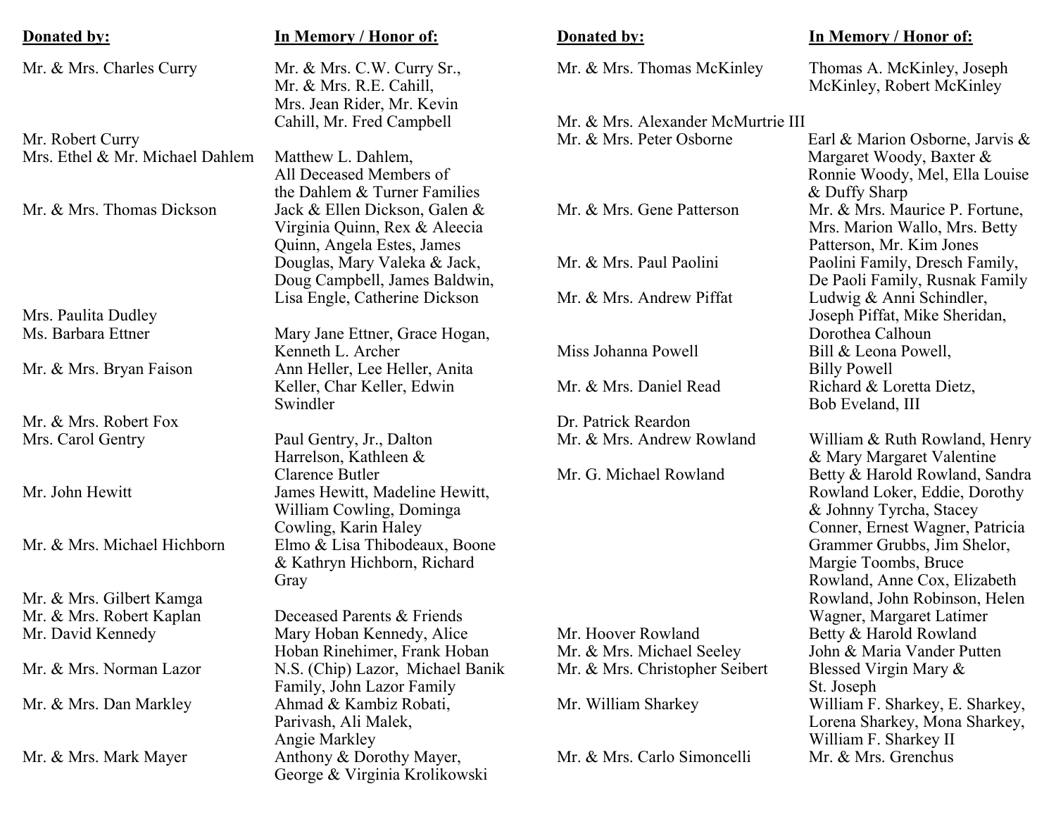| Donated by: | In Memory / Honor of: |
|---|---|
| Mr. & Mrs. Charles Curry | Mr. & Mrs. C.W. Curry Sr., Mr. & Mrs. R.E. Cahill, Mrs. Jean Rider, Mr. Kevin Cahill, Mr. Fred Campbell |
| Mr. Robert Curry | |
| Mrs. Ethel & Mr. Michael Dahlem | Matthew L. Dahlem, All Deceased Members of the Dahlem & Turner Families |
| Mr. & Mrs. Thomas Dickson | Jack & Ellen Dickson, Galen & Virginia Quinn, Rex & Aleecia Quinn, Angela Estes, James Douglas, Mary Valeka & Jack, Doug Campbell, James Baldwin, Lisa Engle, Catherine Dickson |
| Mrs. Paulita Dudley | |
| Ms. Barbara Ettner | Mary Jane Ettner, Grace Hogan, Kenneth L. Archer |
| Mr. & Mrs. Bryan Faison | Ann Heller, Lee Heller, Anita Keller, Char Keller, Edwin Swindler |
| Mr. & Mrs. Robert Fox | |
| Mrs. Carol Gentry | Paul Gentry, Jr., Dalton Harrelson, Kathleen & Clarence Butler |
| Mr. John Hewitt | James Hewitt, Madeline Hewitt, William Cowling, Dominga Cowling, Karin Haley |
| Mr. & Mrs. Michael Hichborn | Elmo & Lisa Thibodeaux, Boone & Kathryn Hichborn, Richard Gray |
| Mr. & Mrs. Gilbert Kamga | |
| Mr. & Mrs. Robert Kaplan | Deceased Parents & Friends |
| Mr. David Kennedy | Mary Hoban Kennedy, Alice Hoban Rinehimer, Frank Hoban |
| Mr. & Mrs. Norman Lazor | N.S. (Chip) Lazor, Michael Banik Family, John Lazor Family |
| Mr. & Mrs. Dan Markley | Ahmad & Kambiz Robati, Parivash, Ali Malek, Angie Markley |
| Mr. & Mrs. Mark Mayer | Anthony & Dorothy Mayer, George & Virginia Krolikowski |
| Mr. & Mrs. Thomas McKinley | Thomas A. McKinley, Joseph McKinley, Robert McKinley |
| Mr. & Mrs. Alexander McMurtrie III | |
| Mr. & Mrs. Peter Osborne | Earl & Marion Osborne, Jarvis & Margaret Woody, Baxter & Ronnie Woody, Mel, Ella Louise & Duffy Sharp |
| Mr. & Mrs. Gene Patterson | Mr. & Mrs. Maurice P. Fortune, Mrs. Marion Wallo, Mrs. Betty Patterson, Mr. Kim Jones |
| Mr. & Mrs. Paul Paolini | Paolini Family, Dresch Family, De Paoli Family, Rusnak Family |
| Mr. & Mrs. Andrew Piffat | Ludwig & Anni Schindler, Joseph Piffat, Mike Sheridan, Dorothea Calhoun |
| Miss Johanna Powell | Bill & Leona Powell, Billy Powell |
| Mr. & Mrs. Daniel Read | Richard & Loretta Dietz, Bob Eveland, III |
| Dr. Patrick Reardon | |
| Mr. & Mrs. Andrew Rowland | William & Ruth Rowland, Henry & Mary Margaret Valentine |
| Mr. G. Michael Rowland | Betty & Harold Rowland, Sandra Rowland Loker, Eddie, Dorothy & Johnny Tyrcha, Stacey Conner, Ernest Wagner, Patricia Grammer Grubbs, Jim Shelor, Margie Toombs, Bruce Rowland, Anne Cox, Elizabeth Rowland, John Robinson, Helen Wagner, Margaret Latimer |
| Mr. Hoover Rowland | Betty & Harold Rowland |
| Mr. & Mrs. Michael Seeley | John & Maria Vander Putten |
| Mr. & Mrs. Christopher Seibert | Blessed Virgin Mary & St. Joseph |
| Mr. William Sharkey | William F. Sharkey, E. Sharkey, Lorena Sharkey, Mona Sharkey, William F. Sharkey II |
| Mr. & Mrs. Carlo Simoncelli | Mr. & Mrs. Grenchus |